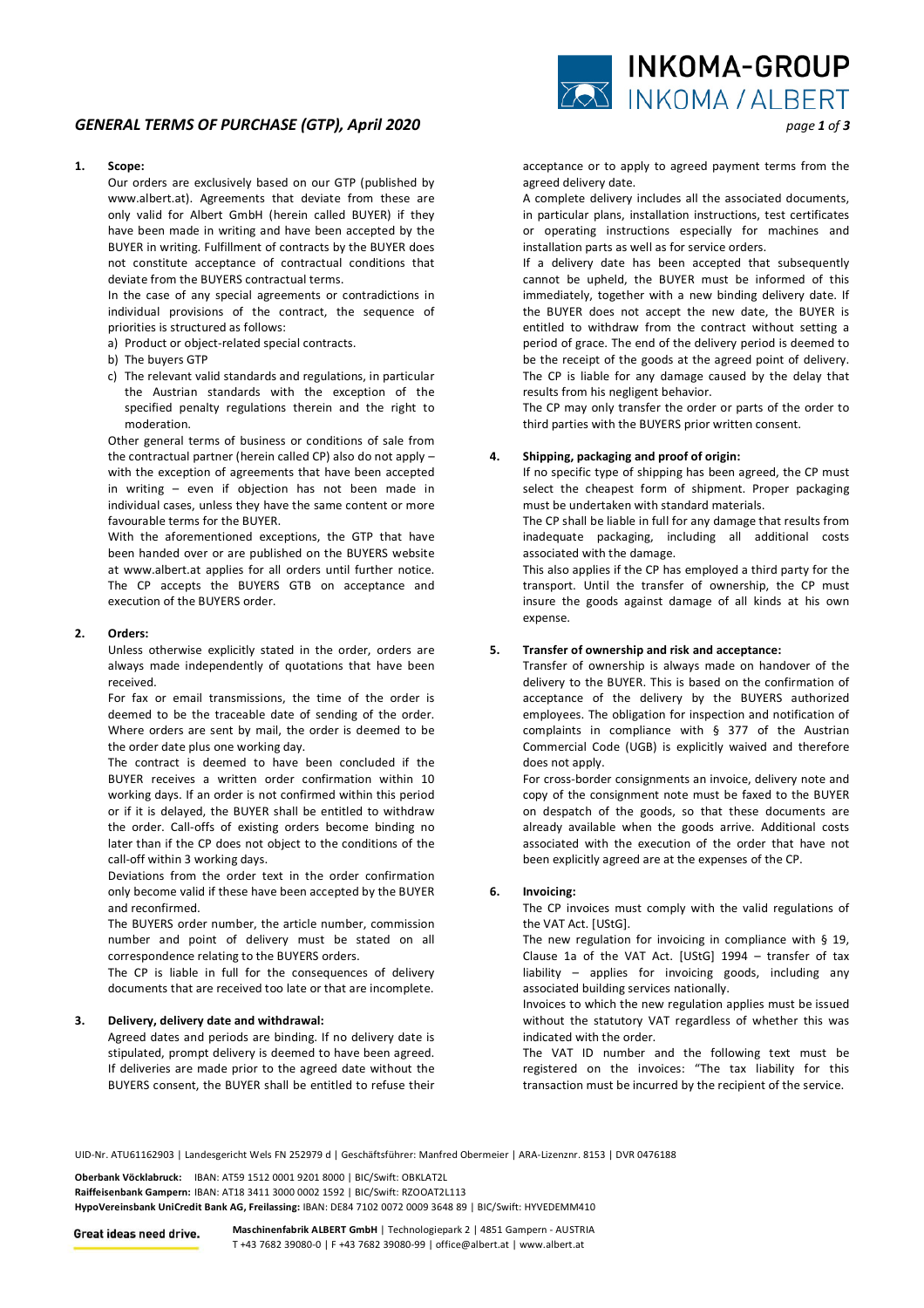# GENERAL TERMS OF PURCHASE (GTP), April 2020

## 1. Scope:

Our orders are exclusively based on our GTP (published by www.albert.at). Agreements that deviate from these are only valid for Albert GmbH (herein called BUYER) if they have been made in writing and have been accepted by the BUYER in writing. Fulfillment of contracts by the BUYER does not constitute acceptance of contractual conditions that deviate from the BUYERS contractual terms.

In the case of any special agreements or contradictions in individual provisions of the contract, the sequence of priorities is structured as follows:

a) Product or object-related special contracts.
b) The buyers GTP
c) The relevant valid standards and regulations, in particular the Austrian standards with the exception of the specified penalty regulations therein and the right to moderation.

Other general terms of business or conditions of sale from the contractual partner (herein called CP) also do not apply – with the exception of agreements that have been accepted in writing – even if objection has not been made in individual cases, unless they have the same content or more favourable terms for the BUYER.

With the aforementioned exceptions, the GTP that have been handed over or are published on the BUYERS website at www.albert.at applies for all orders until further notice. The CP accepts the BUYERS GTB on acceptance and execution of the BUYERS order.

## 2. Orders:

Unless otherwise explicitly stated in the order, orders are always made independently of quotations that have been received.

For fax or email transmissions, the time of the order is deemed to be the traceable date of sending of the order. Where orders are sent by mail, the order is deemed to be the order date plus one working day.

The contract is deemed to have been concluded if the BUYER receives a written order confirmation within 10 working days. If an order is not confirmed within this period or if it is delayed, the BUYER shall be entitled to withdraw the order. Call-offs of existing orders become binding no later than if the CP does not object to the conditions of the call-off within 3 working days.

Deviations from the order text in the order confirmation only become valid if these have been accepted by the BUYER and reconfirmed.

The BUYERS order number, the article number, commission number and point of delivery must be stated on all correspondence relating to the BUYERS orders.

The CP is liable in full for the consequences of delivery documents that are received too late or that are incomplete.

## 3. Delivery, delivery date and withdrawal:

Agreed dates and periods are binding. If no delivery date is stipulated, prompt delivery is deemed to have been agreed. If deliveries are made prior to the agreed date without the BUYERS consent, the BUYER shall be entitled to refuse their acceptance or to apply to agreed payment terms from the agreed delivery date.

A complete delivery includes all the associated documents, in particular plans, installation instructions, test certificates or operating instructions especially for machines and installation parts as well as for service orders.

If a delivery date has been accepted that subsequently cannot be upheld, the BUYER must be informed of this immediately, together with a new binding delivery date. If the BUYER does not accept the new date, the BUYER is entitled to withdraw from the contract without setting a period of grace. The end of the delivery period is deemed to be the receipt of the goods at the agreed point of delivery. The CP is liable for any damage caused by the delay that results from his negligent behavior.

The CP may only transfer the order or parts of the order to third parties with the BUYERS prior written consent.

## 4. Shipping, packaging and proof of origin:

If no specific type of shipping has been agreed, the CP must select the cheapest form of shipment. Proper packaging must be undertaken with standard materials.

The CP shall be liable in full for any damage that results from inadequate packaging, including all additional costs associated with the damage.

This also applies if the CP has employed a third party for the transport. Until the transfer of ownership, the CP must insure the goods against damage of all kinds at his own expense.

## 5. Transfer of ownership and risk and acceptance:

Transfer of ownership is always made on handover of the delivery to the BUYER. This is based on the confirmation of acceptance of the delivery by the BUYERS authorized employees. The obligation for inspection and notification of complaints in compliance with § 377 of the Austrian Commercial Code (UGB) is explicitly waived and therefore does not apply.

For cross-border consignments an invoice, delivery note and copy of the consignment note must be faxed to the BUYER on despatch of the goods, so that these documents are already available when the goods arrive. Additional costs associated with the execution of the order that have not been explicitly agreed are at the expenses of the CP.

## 6. Invoicing:

The CP invoices must comply with the valid regulations of the VAT Act. [UStG].

The new regulation for invoicing in compliance with § 19, Clause 1a of the VAT Act. [UStG] 1994 – transfer of tax liability – applies for invoicing goods, including any associated building services nationally.

Invoices to which the new regulation applies must be issued without the statutory VAT regardless of whether this was indicated with the order.

The VAT ID number and the following text must be registered on the invoices: "The tax liability for this transaction must be incurred by the recipient of the service.

UID-Nr. ATU61162903 | Landesgericht Wels FN 252979 d | Geschäftsführer: Manfred Obermeier | ARA-Lizenznr. 8153 | DVR 0476188

**Oberbank Vöcklabruck:** IBAN: AT59 1512 0001 9201 8000 | BIC/Swift: OBKLAT2L
**Raiffeisenbank Gampern:** IBAN: AT18 3411 3000 0002 1592 | BIC/Swift: RZOOAT2L113
**HypoVereinsbank UniCredit Bank AG, Freilassing:** IBAN: DE84 7102 0072 0009 3648 89 | BIC/Swift: HYVEDEMM410

**Maschinenfabrik ALBERT GmbH** | Technologiepark 2 | 4851 Gampern - AUSTRIA
T +43 7682 39080-0 | F +43 7682 39080-99 | office@albert.at | www.albert.at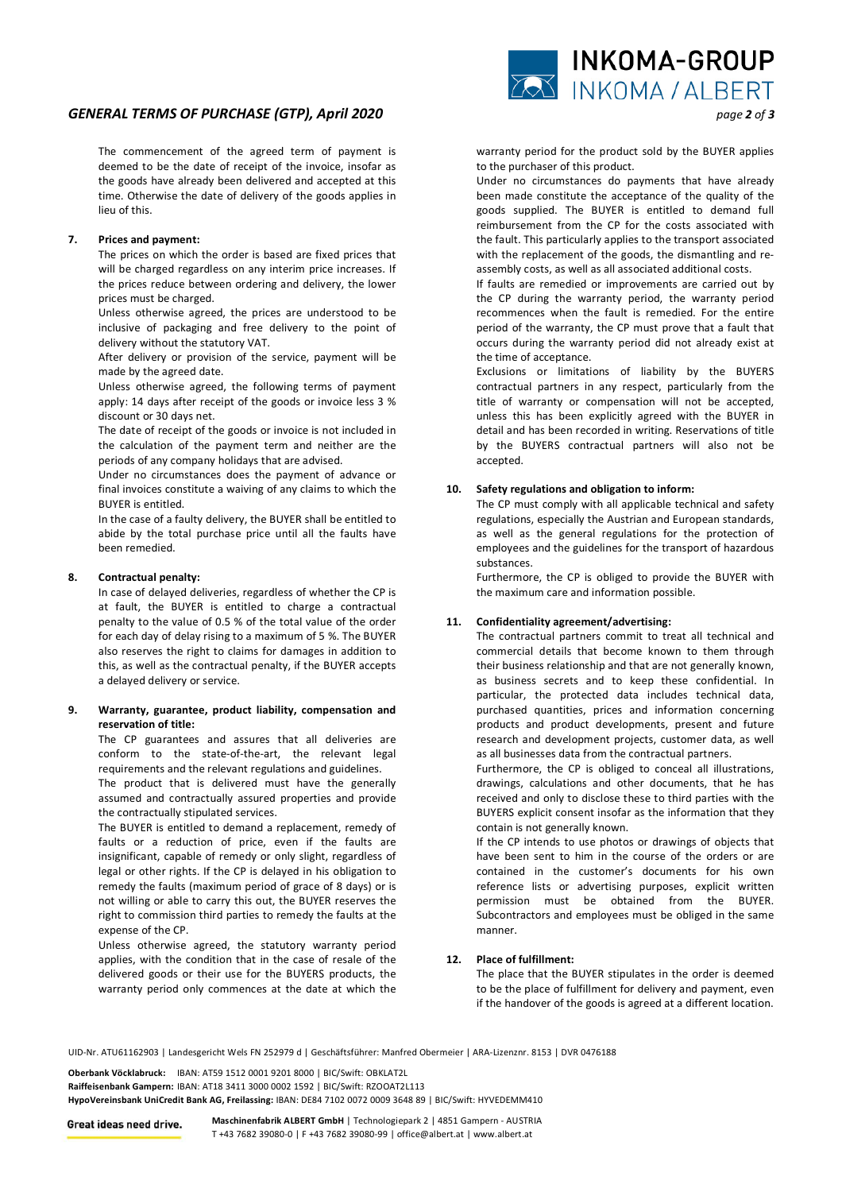The commencement of the agreed term of payment is deemed to be the date of receipt of the invoice, insofar as the goods have already been delivered and accepted at this time. Otherwise the date of delivery of the goods applies in lieu of this.

**7. Prices and payment:**

The prices on which the order is based are fixed prices that will be charged regardless on any interim price increases. If the prices reduce between ordering and delivery, the lower prices must be charged.

Unless otherwise agreed, the prices are understood to be inclusive of packaging and free delivery to the point of delivery without the statutory VAT.

After delivery or provision of the service, payment will be made by the agreed date.

Unless otherwise agreed, the following terms of payment apply: 14 days after receipt of the goods or invoice less 3 % discount or 30 days net.

The date of receipt of the goods or invoice is not included in the calculation of the payment term and neither are the periods of any company holidays that are advised.

Under no circumstances does the payment of advance or final invoices constitute a waiving of any claims to which the BUYER is entitled.

In the case of a faulty delivery, the BUYER shall be entitled to abide by the total purchase price until all the faults have been remedied.

**8. Contractual penalty:**

In case of delayed deliveries, regardless of whether the CP is at fault, the BUYER is entitled to charge a contractual penalty to the value of 0.5 % of the total value of the order for each day of delay rising to a maximum of 5 %. The BUYER also reserves the right to claims for damages in addition to this, as well as the contractual penalty, if the BUYER accepts a delayed delivery or service.

**9. Warranty, guarantee, product liability, compensation and reservation of title:**

The CP guarantees and assures that all deliveries are conform to the state-of-the-art, the relevant legal requirements and the relevant regulations and guidelines.

The product that is delivered must have the generally assumed and contractually assured properties and provide the contractually stipulated services.

The BUYER is entitled to demand a replacement, remedy of faults or a reduction of price, even if the faults are insignificant, capable of remedy or only slight, regardless of legal or other rights. If the CP is delayed in his obligation to remedy the faults (maximum period of grace of 8 days) or is not willing or able to carry this out, the BUYER reserves the right to commission third parties to remedy the faults at the expense of the CP.

Unless otherwise agreed, the statutory warranty period applies, with the condition that in the case of resale of the delivered goods or their use for the BUYERS products, the warranty period only commences at the date at which the warranty period for the product sold by the BUYER applies to the purchaser of this product.

Under no circumstances do payments that have already been made constitute the acceptance of the quality of the goods supplied. The BUYER is entitled to demand full reimbursement from the CP for the costs associated with the fault. This particularly applies to the transport associated with the replacement of the goods, the dismantling and re-assembly costs, as well as all associated additional costs.

If faults are remedied or improvements are carried out by the CP during the warranty period, the warranty period recommences when the fault is remedied. For the entire period of the warranty, the CP must prove that a fault that occurs during the warranty period did not already exist at the time of acceptance.

Exclusions or limitations of liability by the BUYERS contractual partners in any respect, particularly from the title of warranty or compensation will not be accepted, unless this has been explicitly agreed with the BUYER in detail and has been recorded in writing. Reservations of title by the BUYERS contractual partners will also not be accepted.

**10. Safety regulations and obligation to inform:**

The CP must comply with all applicable technical and safety regulations, especially the Austrian and European standards, as well as the general regulations for the protection of employees and the guidelines for the transport of hazardous substances.

Furthermore, the CP is obliged to provide the BUYER with the maximum care and information possible.

**11. Confidentiality agreement/advertising:**

The contractual partners commit to treat all technical and commercial details that become known to them through their business relationship and that are not generally known, as business secrets and to keep these confidential. In particular, the protected data includes technical data, purchased quantities, prices and information concerning products and product developments, present and future research and development projects, customer data, as well as all businesses data from the contractual partners.

Furthermore, the CP is obliged to conceal all illustrations, drawings, calculations and other documents, that he has received and only to disclose these to third parties with the BUYERS explicit consent insofar as the information that they contain is not generally known.

If the CP intends to use photos or drawings of objects that have been sent to him in the course of the orders or are contained in the customer's documents for his own reference lists or advertising purposes, explicit written permission must be obtained from the BUYER. Subcontractors and employees must be obliged in the same manner.

**12. Place of fulfillment:**

The place that the BUYER stipulates in the order is deemed to be the place of fulfillment for delivery and payment, even if the handover of the goods is agreed at a different location.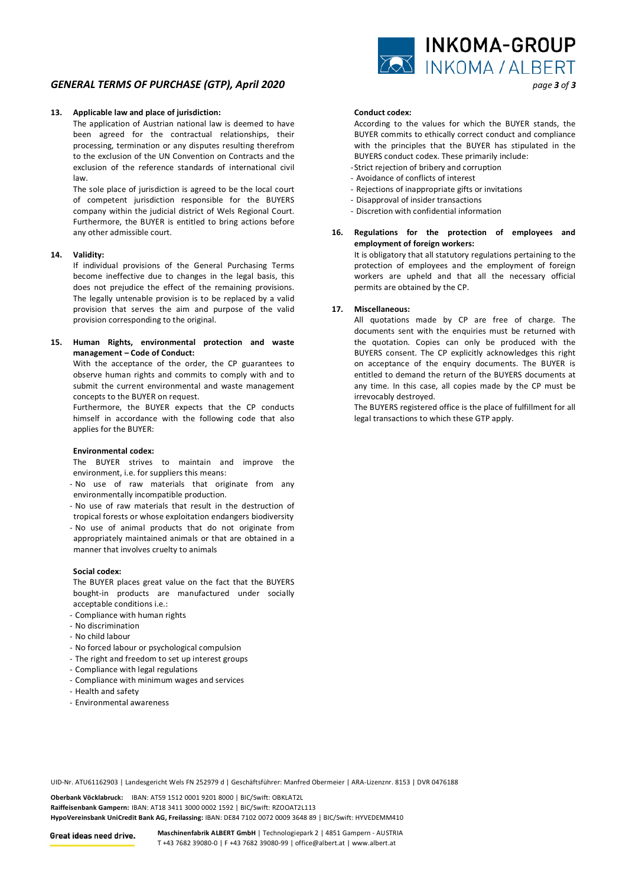**13. Applicable law and place of jurisdiction:**

The application of Austrian national law is deemed to have been agreed for the contractual relationships, their processing, termination or any disputes resulting therefrom to the exclusion of the UN Convention on Contracts and the exclusion of the reference standards of international civil law.

The sole place of jurisdiction is agreed to be the local court of competent jurisdiction responsible for the BUYERS company within the judicial district of Wels Regional Court. Furthermore, the BUYER is entitled to bring actions before any other admissible court.

**14. Validity:**

If individual provisions of the General Purchasing Terms become ineffective due to changes in the legal basis, this does not prejudice the effect of the remaining provisions. The legally untenable provision is to be replaced by a valid provision that serves the aim and purpose of the valid provision corresponding to the original.

**15. Human Rights, environmental protection and waste management – Code of Conduct:**

With the acceptance of the order, the CP guarantees to observe human rights and commits to comply with and to submit the current environmental and waste management concepts to the BUYER on request.

Furthermore, the BUYER expects that the CP conducts himself in accordance with the following code that also applies for the BUYER:

**Environmental codex:**

The BUYER strives to maintain and improve the environment, i.e. for suppliers this means:

- No use of raw materials that originate from any environmentally incompatible production.
- No use of raw materials that result in the destruction of tropical forests or whose exploitation endangers biodiversity
- No use of animal products that do not originate from appropriately maintained animals or that are obtained in a manner that involves cruelty to animals

**Social codex:**

The BUYER places great value on the fact that the BUYERS bought-in products are manufactured under socially acceptable conditions i.e.:

- Compliance with human rights
- No discrimination
- No child labour
- No forced labour or psychological compulsion
- The right and freedom to set up interest groups
- Compliance with legal regulations
- Compliance with minimum wages and services
- Health and safety
- Environmental awareness

**Conduct codex:**

According to the values for which the BUYER stands, the BUYER commits to ethically correct conduct and compliance with the principles that the BUYER has stipulated in the BUYERS conduct codex. These primarily include:

- Strict rejection of bribery and corruption
- Avoidance of conflicts of interest
- Rejections of inappropriate gifts or invitations
- Disapproval of insider transactions
- Discretion with confidential information

**16. Regulations for the protection of employees and employment of foreign workers:**

It is obligatory that all statutory regulations pertaining to the protection of employees and the employment of foreign workers are upheld and that all the necessary official permits are obtained by the CP.

**17. Miscellaneous:**

All quotations made by CP are free of charge. The documents sent with the enquiries must be returned with the quotation. Copies can only be produced with the BUYERS consent. The CP explicitly acknowledges this right on acceptance of the enquiry documents. The BUYER is entitled to demand the return of the BUYERS documents at any time. In this case, all copies made by the CP must be irrevocably destroyed.

The BUYERS registered office is the place of fulfillment for all legal transactions to which these GTP apply.